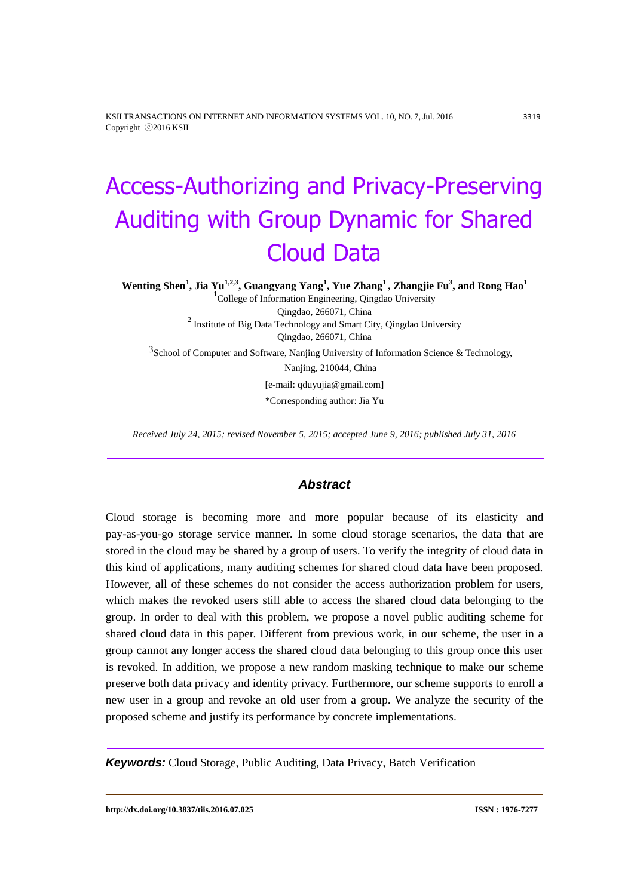# Access-Authorizing and Privacy-Preserving Auditing with Group Dynamic for Shared Cloud Data

**Wenting Shen[1], Jia Yu[1,2,3], Guangyang Yang[1], Yue Zhang[1], Zhangjie Fu[3], and Rong Hao[1]**

[1]College of Information Engineering, Qingdao University
Qingdao, 266071, China

[2] Institute of Big Data Technology and Smart City, Qingdao University
Qingdao, 266071, China

[3]School of Computer and Software, Nanjing University of Information Science & Technology,
Nanjing, 210044, China

[e-mail: qduyujia@gmail.com]

*Corresponding author: Jia Yu

*Received July 24, 2015; revised November 5, 2015; accepted June 9, 2016; published July 31, 2016*

## Abstract

Cloud storage is becoming more and more popular because of its elasticity and pay-as-you-go storage service manner. In some cloud storage scenarios, the data that are stored in the cloud may be shared by a group of users. To verify the integrity of cloud data in this kind of applications, many auditing schemes for shared cloud data have been proposed. However, all of these schemes do not consider the access authorization problem for users, which makes the revoked users still able to access the shared cloud data belonging to the group. In order to deal with this problem, we propose a novel public auditing scheme for shared cloud data in this paper. Different from previous work, in our scheme, the user in a group cannot any longer access the shared cloud data belonging to this group once this user is revoked. In addition, we propose a new random masking technique to make our scheme preserve both data privacy and identity privacy. Furthermore, our scheme supports to enroll a new user in a group and revoke an old user from a group. We analyze the security of the proposed scheme and justify its performance by concrete implementations.

***Keywords:*** Cloud Storage, Public Auditing, Data Privacy, Batch Verification

**http://dx.doi.org/10.3837/tiis.2016.07.025** **ISSN : 1976-7277**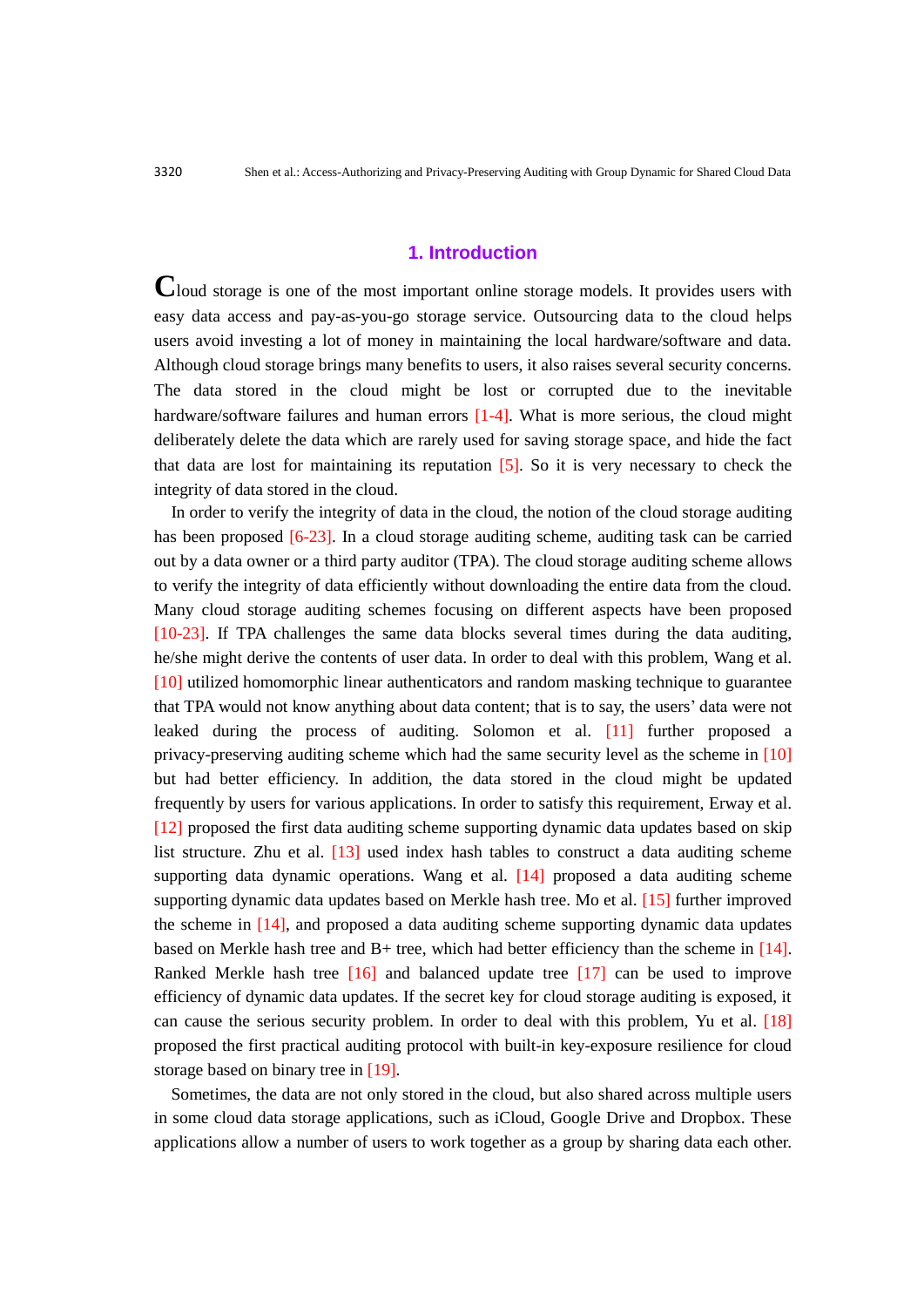## 1. Introduction

Cloud storage is one of the most important online storage models. It provides users with easy data access and pay-as-you-go storage service. Outsourcing data to the cloud helps users avoid investing a lot of money in maintaining the local hardware/software and data. Although cloud storage brings many benefits to users, it also raises several security concerns. The data stored in the cloud might be lost or corrupted due to the inevitable hardware/software failures and human errors [1-4]. What is more serious, the cloud might deliberately delete the data which are rarely used for saving storage space, and hide the fact that data are lost for maintaining its reputation [5]. So it is very necessary to check the integrity of data stored in the cloud.

In order to verify the integrity of data in the cloud, the notion of the cloud storage auditing has been proposed [6-23]. In a cloud storage auditing scheme, auditing task can be carried out by a data owner or a third party auditor (TPA). The cloud storage auditing scheme allows to verify the integrity of data efficiently without downloading the entire data from the cloud. Many cloud storage auditing schemes focusing on different aspects have been proposed [10-23]. If TPA challenges the same data blocks several times during the data auditing, he/she might derive the contents of user data. In order to deal with this problem, Wang et al. [10] utilized homomorphic linear authenticators and random masking technique to guarantee that TPA would not know anything about data content; that is to say, the users' data were not leaked during the process of auditing. Solomon et al. [11] further proposed a privacy-preserving auditing scheme which had the same security level as the scheme in [10] but had better efficiency. In addition, the data stored in the cloud might be updated frequently by users for various applications. In order to satisfy this requirement, Erway et al. [12] proposed the first data auditing scheme supporting dynamic data updates based on skip list structure. Zhu et al. [13] used index hash tables to construct a data auditing scheme supporting data dynamic operations. Wang et al. [14] proposed a data auditing scheme supporting dynamic data updates based on Merkle hash tree. Mo et al. [15] further improved the scheme in [14], and proposed a data auditing scheme supporting dynamic data updates based on Merkle hash tree and B+ tree, which had better efficiency than the scheme in [14]. Ranked Merkle hash tree [16] and balanced update tree [17] can be used to improve efficiency of dynamic data updates. If the secret key for cloud storage auditing is exposed, it can cause the serious security problem. In order to deal with this problem, Yu et al. [18] proposed the first practical auditing protocol with built-in key-exposure resilience for cloud storage based on binary tree in [19].

Sometimes, the data are not only stored in the cloud, but also shared across multiple users in some cloud data storage applications, such as iCloud, Google Drive and Dropbox. These applications allow a number of users to work together as a group by sharing data each other.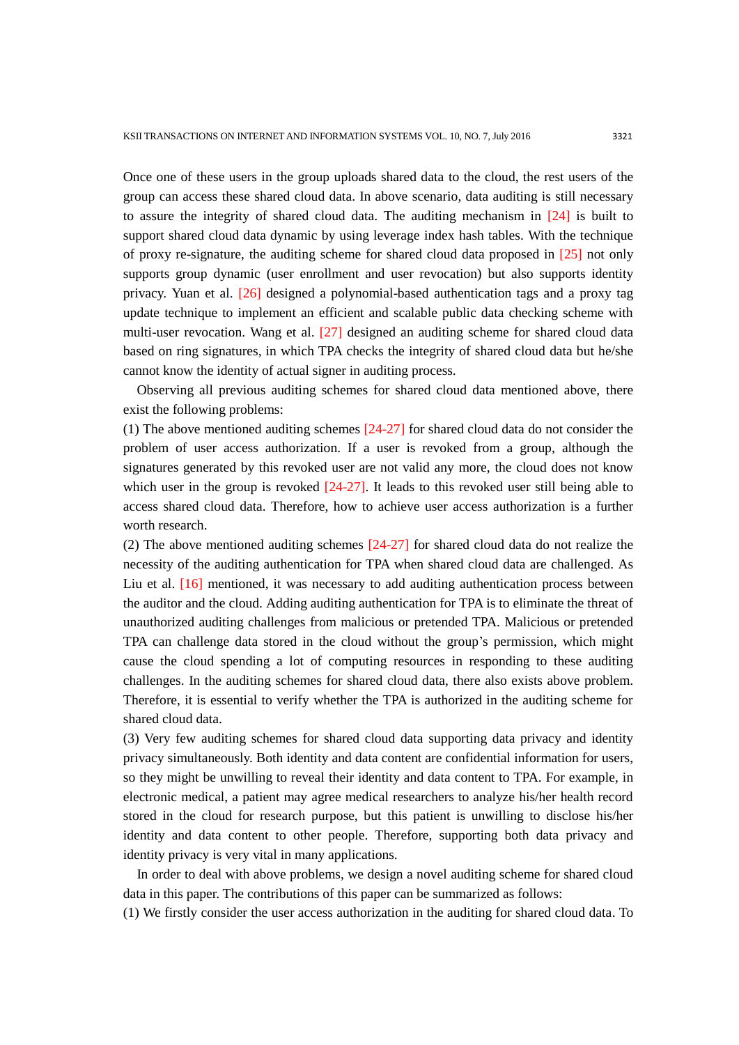Once one of these users in the group uploads shared data to the cloud, the rest users of the group can access these shared cloud data. In above scenario, data auditing is still necessary to assure the integrity of shared cloud data. The auditing mechanism in [24] is built to support shared cloud data dynamic by using leverage index hash tables. With the technique of proxy re-signature, the auditing scheme for shared cloud data proposed in [25] not only supports group dynamic (user enrollment and user revocation) but also supports identity privacy. Yuan et al. [26] designed a polynomial-based authentication tags and a proxy tag update technique to implement an efficient and scalable public data checking scheme with multi-user revocation. Wang et al. [27] designed an auditing scheme for shared cloud data based on ring signatures, in which TPA checks the integrity of shared cloud data but he/she cannot know the identity of actual signer in auditing process.

Observing all previous auditing schemes for shared cloud data mentioned above, there exist the following problems:

(1) The above mentioned auditing schemes [24-27] for shared cloud data do not consider the problem of user access authorization. If a user is revoked from a group, although the signatures generated by this revoked user are not valid any more, the cloud does not know which user in the group is revoked [24-27]. It leads to this revoked user still being able to access shared cloud data. Therefore, how to achieve user access authorization is a further worth research.

(2) The above mentioned auditing schemes [24-27] for shared cloud data do not realize the necessity of the auditing authentication for TPA when shared cloud data are challenged. As Liu et al. [16] mentioned, it was necessary to add auditing authentication process between the auditor and the cloud. Adding auditing authentication for TPA is to eliminate the threat of unauthorized auditing challenges from malicious or pretended TPA. Malicious or pretended TPA can challenge data stored in the cloud without the group's permission, which might cause the cloud spending a lot of computing resources in responding to these auditing challenges. In the auditing schemes for shared cloud data, there also exists above problem. Therefore, it is essential to verify whether the TPA is authorized in the auditing scheme for shared cloud data.

(3) Very few auditing schemes for shared cloud data supporting data privacy and identity privacy simultaneously. Both identity and data content are confidential information for users, so they might be unwilling to reveal their identity and data content to TPA. For example, in electronic medical, a patient may agree medical researchers to analyze his/her health record stored in the cloud for research purpose, but this patient is unwilling to disclose his/her identity and data content to other people. Therefore, supporting both data privacy and identity privacy is very vital in many applications.

In order to deal with above problems, we design a novel auditing scheme for shared cloud data in this paper. The contributions of this paper can be summarized as follows:

(1) We firstly consider the user access authorization in the auditing for shared cloud data. To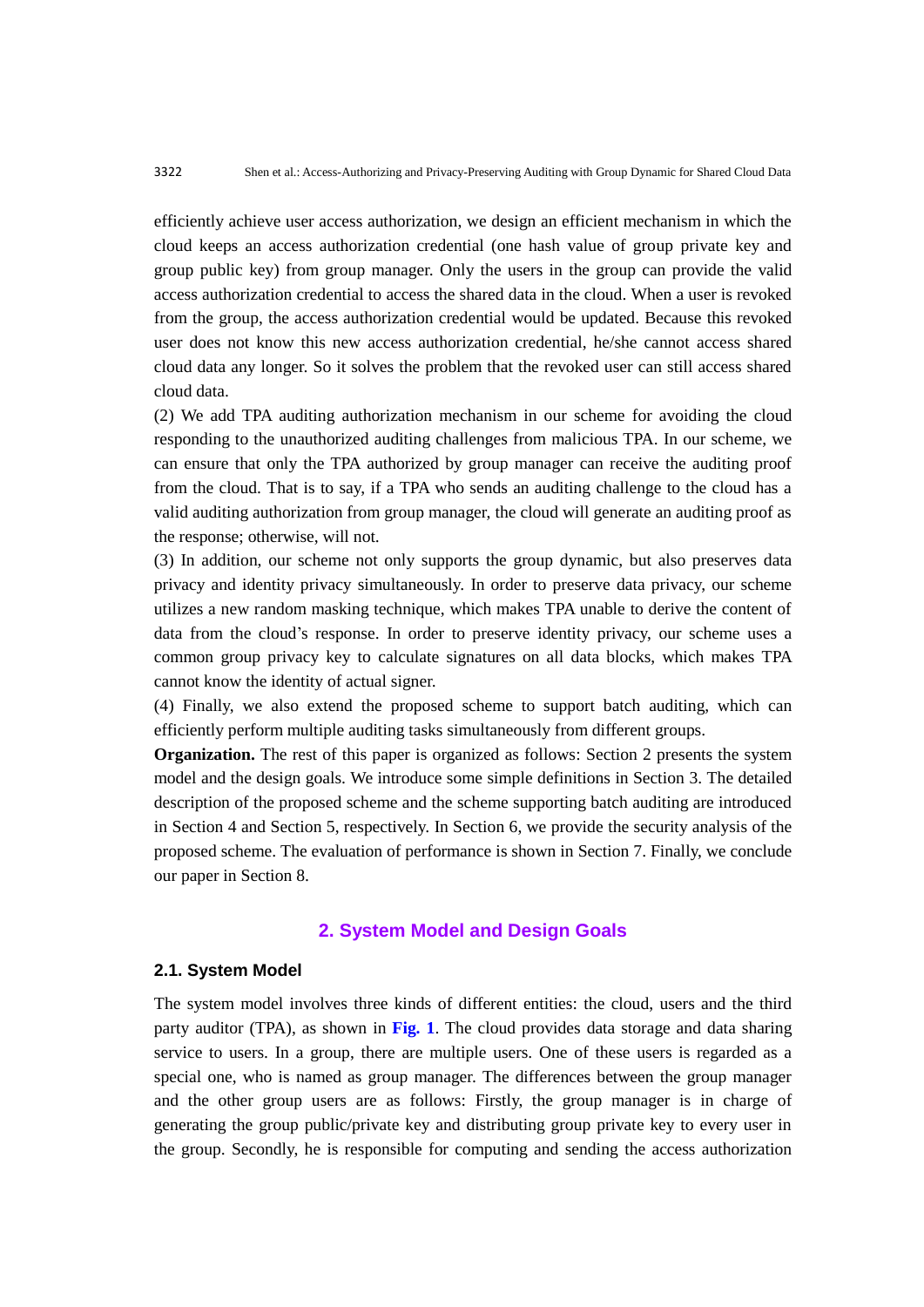efficiently achieve user access authorization, we design an efficient mechanism in which the cloud keeps an access authorization credential (one hash value of group private key and group public key) from group manager. Only the users in the group can provide the valid access authorization credential to access the shared data in the cloud. When a user is revoked from the group, the access authorization credential would be updated. Because this revoked user does not know this new access authorization credential, he/she cannot access shared cloud data any longer. So it solves the problem that the revoked user can still access shared cloud data.

(2) We add TPA auditing authorization mechanism in our scheme for avoiding the cloud responding to the unauthorized auditing challenges from malicious TPA. In our scheme, we can ensure that only the TPA authorized by group manager can receive the auditing proof from the cloud. That is to say, if a TPA who sends an auditing challenge to the cloud has a valid auditing authorization from group manager, the cloud will generate an auditing proof as the response; otherwise, will not.

(3) In addition, our scheme not only supports the group dynamic, but also preserves data privacy and identity privacy simultaneously. In order to preserve data privacy, our scheme utilizes a new random masking technique, which makes TPA unable to derive the content of data from the cloud's response. In order to preserve identity privacy, our scheme uses a common group privacy key to calculate signatures on all data blocks, which makes TPA cannot know the identity of actual signer.

(4) Finally, we also extend the proposed scheme to support batch auditing, which can efficiently perform multiple auditing tasks simultaneously from different groups.

**Organization.** The rest of this paper is organized as follows: Section 2 presents the system model and the design goals. We introduce some simple definitions in Section 3. The detailed description of the proposed scheme and the scheme supporting batch auditing are introduced in Section 4 and Section 5, respectively. In Section 6, we provide the security analysis of the proposed scheme. The evaluation of performance is shown in Section 7. Finally, we conclude our paper in Section 8.

## 2. System Model and Design Goals

### 2.1. System Model

The system model involves three kinds of different entities: the cloud, users and the third party auditor (TPA), as shown in **Fig. 1**. The cloud provides data storage and data sharing service to users. In a group, there are multiple users. One of these users is regarded as a special one, who is named as group manager. The differences between the group manager and the other group users are as follows: Firstly, the group manager is in charge of generating the group public/private key and distributing group private key to every user in the group. Secondly, he is responsible for computing and sending the access authorization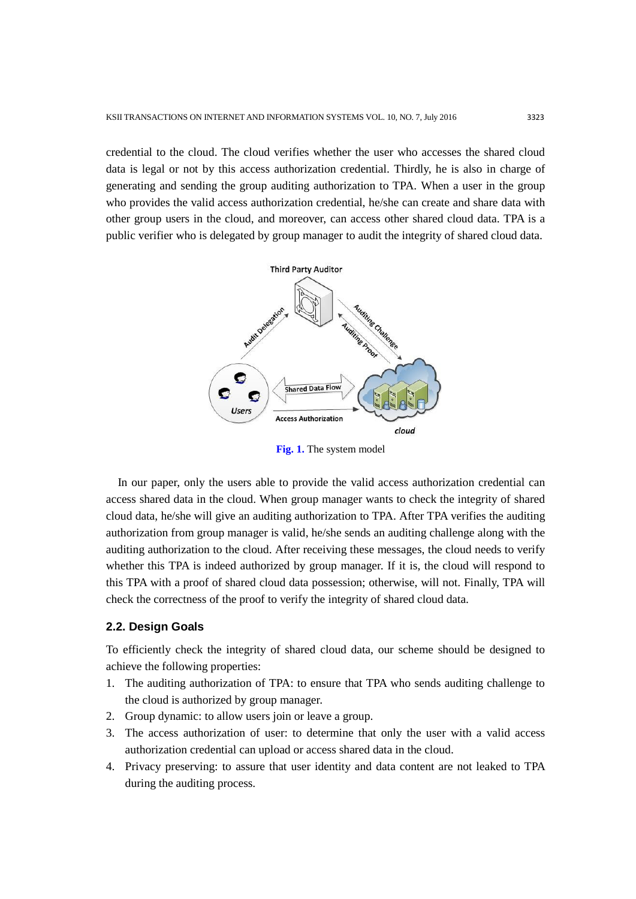credential to the cloud. The cloud verifies whether the user who accesses the shared cloud data is legal or not by this access authorization credential. Thirdly, he is also in charge of generating and sending the group auditing authorization to TPA. When a user in the group who provides the valid access authorization credential, he/she can create and share data with other group users in the cloud, and moreover, can access other shared cloud data. TPA is a public verifier who is delegated by group manager to audit the integrity of shared cloud data.

**Fig. 1.** The system model

In our paper, only the users able to provide the valid access authorization credential can access shared data in the cloud. When group manager wants to check the integrity of shared cloud data, he/she will give an auditing authorization to TPA. After TPA verifies the auditing authorization from group manager is valid, he/she sends an auditing challenge along with the auditing authorization to the cloud. After receiving these messages, the cloud needs to verify whether this TPA is indeed authorized by group manager. If it is, the cloud will respond to this TPA with a proof of shared cloud data possession; otherwise, will not. Finally, TPA will check the correctness of the proof to verify the integrity of shared cloud data.

### 2.2. Design Goals

To efficiently check the integrity of shared cloud data, our scheme should be designed to achieve the following properties:

1. The auditing authorization of TPA: to ensure that TPA who sends auditing challenge to the cloud is authorized by group manager.
2. Group dynamic: to allow users join or leave a group.
3. The access authorization of user: to determine that only the user with a valid access authorization credential can upload or access shared data in the cloud.
4. Privacy preserving: to assure that user identity and data content are not leaked to TPA during the auditing process.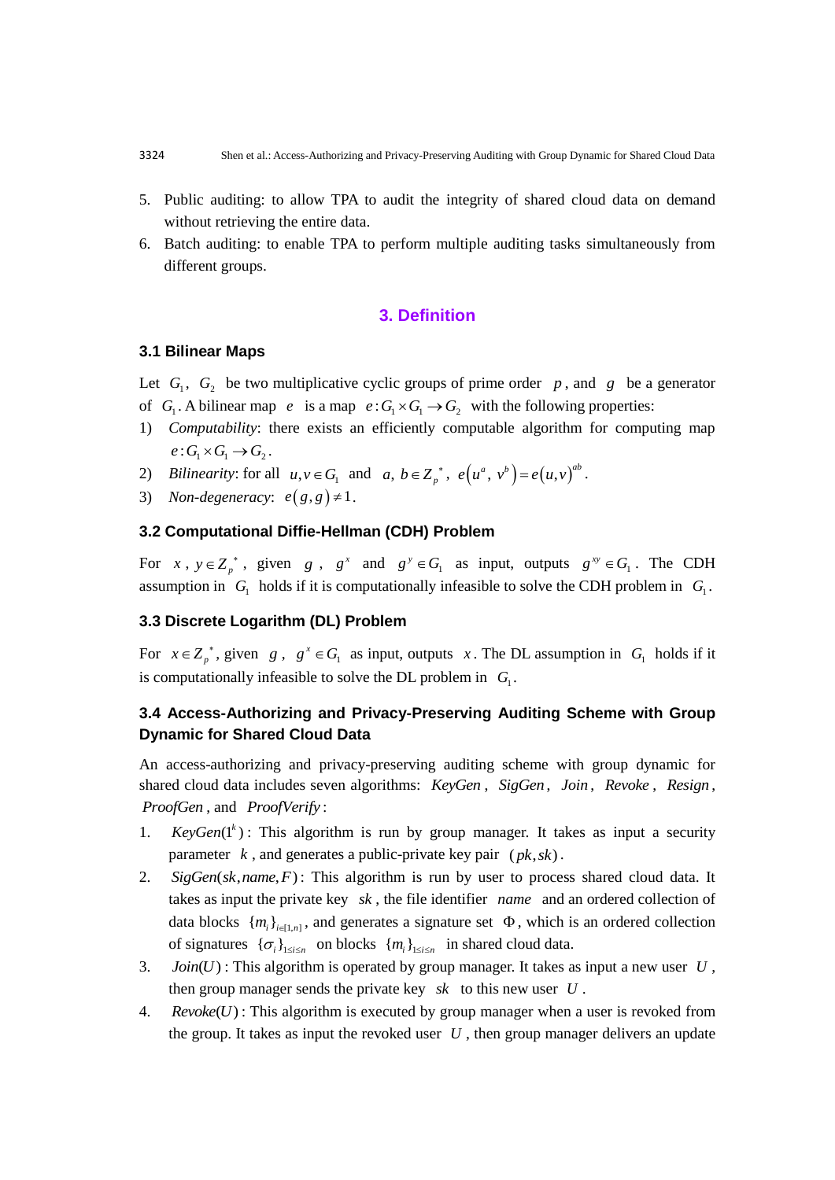5. Public auditing: to allow TPA to audit the integrity of shared cloud data on demand without retrieving the entire data.
6. Batch auditing: to enable TPA to perform multiple auditing tasks simultaneously from different groups.

## 3. Definition

### 3.1 Bilinear Maps

Let $G_1$, $G_2$ be two multiplicative cyclic groups of prime order $p$, and $g$ be a generator of $G_1$. A bilinear map $e$ is a map $e: G_1 \times G_1 \rightarrow G_2$ with the following properties:

1) *Computability*: there exists an efficiently computable algorithm for computing map $e: G_1 \times G_1 \rightarrow G_2$.
2) *Bilinearity*: for all $u, v \in G_1$ and $a, b \in Z_p^*$, $e\left(u^a, v^b\right) = e\left(u, v\right)^{ab}$.
3) *Non-degeneracy*: $e\left(g, g\right) \neq 1$.

### 3.2 Computational Diffie-Hellman (CDH) Problem

For $x, y \in Z_p^*$, given $g$, $g^x$ and $g^y \in G_1$ as input, outputs $g^{xy} \in G_1$. The CDH assumption in $G_1$ holds if it is computationally infeasible to solve the CDH problem in $G_1$.

### 3.3 Discrete Logarithm (DL) Problem

For $x \in Z_p^*$, given $g$, $g^x \in G_1$ as input, outputs $x$. The DL assumption in $G_1$ holds if it is computationally infeasible to solve the DL problem in $G_1$.

### 3.4 Access-Authorizing and Privacy-Preserving Auditing Scheme with Group Dynamic for Shared Cloud Data

An access-authorizing and privacy-preserving auditing scheme with group dynamic for shared cloud data includes seven algorithms: *KeyGen*, *SigGen*, *Join*, *Revoke*, *Resign*, *ProofGen*, and *ProofVerify*:

1. $KeyGen(1^k)$: This algorithm is run by group manager. It takes as input a security parameter $k$, and generates a public-private key pair $(pk, sk)$.
2. $SigGen(sk, name, F)$: This algorithm is run by user to process shared cloud data. It takes as input the private key $sk$, the file identifier $name$ and an ordered collection of data blocks $\{m_i\}_{i \in [1,n]}$, and generates a signature set $\Phi$, which is an ordered collection of signatures $\{\sigma_i\}_{1 \le i \le n}$ on blocks $\{m_i\}_{1 \le i \le n}$ in shared cloud data.
3. $Join(U)$: This algorithm is operated by group manager. It takes as input a new user $U$, then group manager sends the private key $sk$ to this new user $U$.
4. $Revoke(U)$: This algorithm is executed by group manager when a user is revoked from the group. It takes as input the revoked user $U$, then group manager delivers an update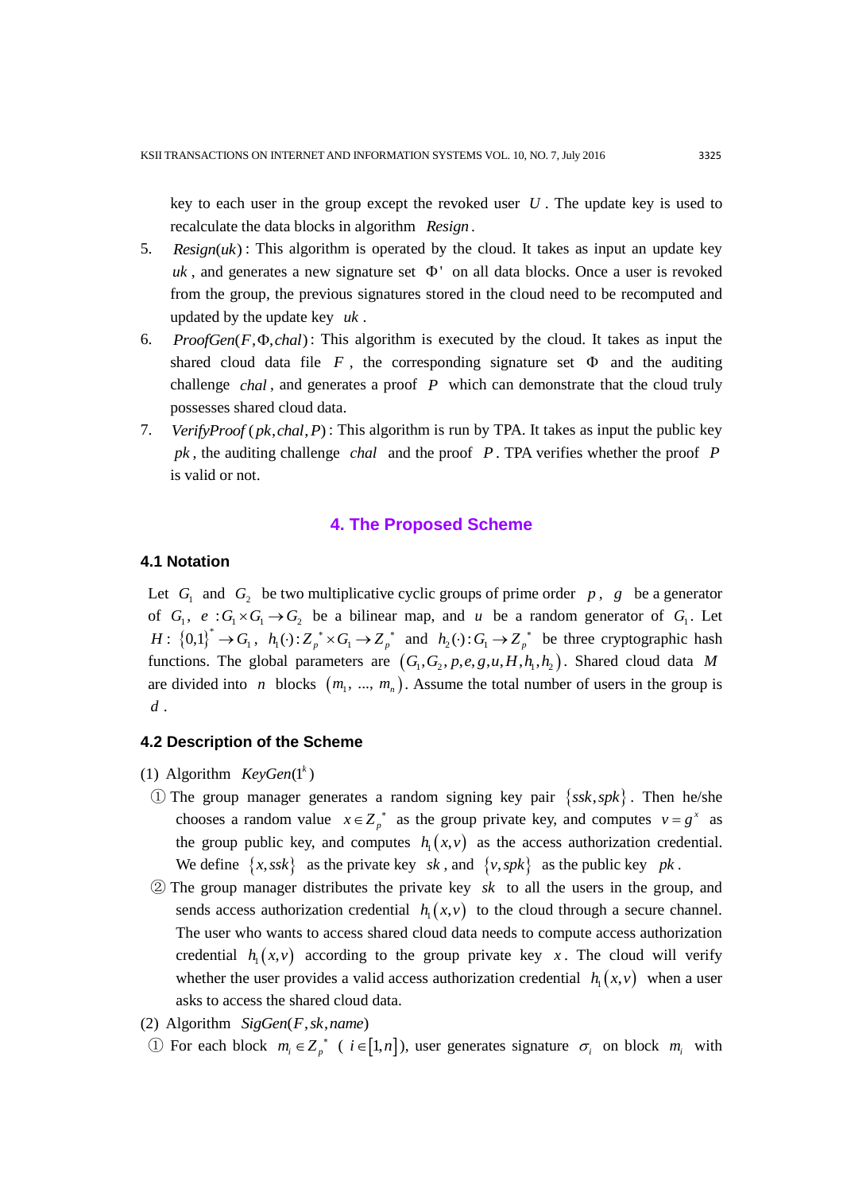key to each user in the group except the revoked user $U$. The update key is used to recalculate the data blocks in algorithm *Resign*.

5. $Resign(uk)$: This algorithm is operated by the cloud. It takes as input an update key $uk$, and generates a new signature set $\Phi'$ on all data blocks. Once a user is revoked from the group, the previous signatures stored in the cloud need to be recomputed and updated by the update key $uk$.
6. $ProofGen(F, \Phi, chal)$: This algorithm is executed by the cloud. It takes as input the shared cloud data file $F$, the corresponding signature set $\Phi$ and the auditing challenge $chal$, and generates a proof $P$ which can demonstrate that the cloud truly possesses shared cloud data.
7. $VerifyProof(pk, chal, P)$: This algorithm is run by TPA. It takes as input the public key $pk$, the auditing challenge $chal$ and the proof $P$. TPA verifies whether the proof $P$ is valid or not.

## 4. The Proposed Scheme

### 4.1 Notation

Let $G_1$ and $G_2$ be two multiplicative cyclic groups of prime order $p$, $g$ be a generator of $G_1$, $e: G_1 \times G_1 \rightarrow G_2$ be a bilinear map, and $u$ be a random generator of $G_1$. Let $H: \{0,1\}^* \rightarrow G_1$, $h_1(\cdot): Z_p^* \times G_1 \rightarrow Z_p^*$ and $h_2(\cdot): G_1 \rightarrow Z_p^*$ be three cryptographic hash functions. The global parameters are $(G_1, G_2, p, e, g, u, H, h_1, h_2)$. Shared cloud data $M$ are divided into $n$ blocks $(m_1, ..., m_n)$. Assume the total number of users in the group is $d$.

### 4.2 Description of the Scheme

(1) Algorithm $KeyGen(1^k)$

① The group manager generates a random signing key pair $\{ssk, spk\}$. Then he/she chooses a random value $x \in Z_p^*$ as the group private key, and computes $v = g^x$ as the group public key, and computes $h_1(x, v)$ as the access authorization credential. We define $\{x, ssk\}$ as the private key $sk$, and $\{v, spk\}$ as the public key $pk$.

② The group manager distributes the private key $sk$ to all the users in the group, and sends access authorization credential $h_1(x, v)$ to the cloud through a secure channel. The user who wants to access shared cloud data needs to compute access authorization credential $h_1(x, v)$ according to the group private key $x$. The cloud will verify whether the user provides a valid access authorization credential $h_1(x, v)$ when a user asks to access the shared cloud data.

(2) Algorithm $SigGen(F, sk, name)$

① For each block $m_i \in Z_p^*$ ($i \in [1, n]$), user generates signature $\sigma_i$ on block $m_i$ with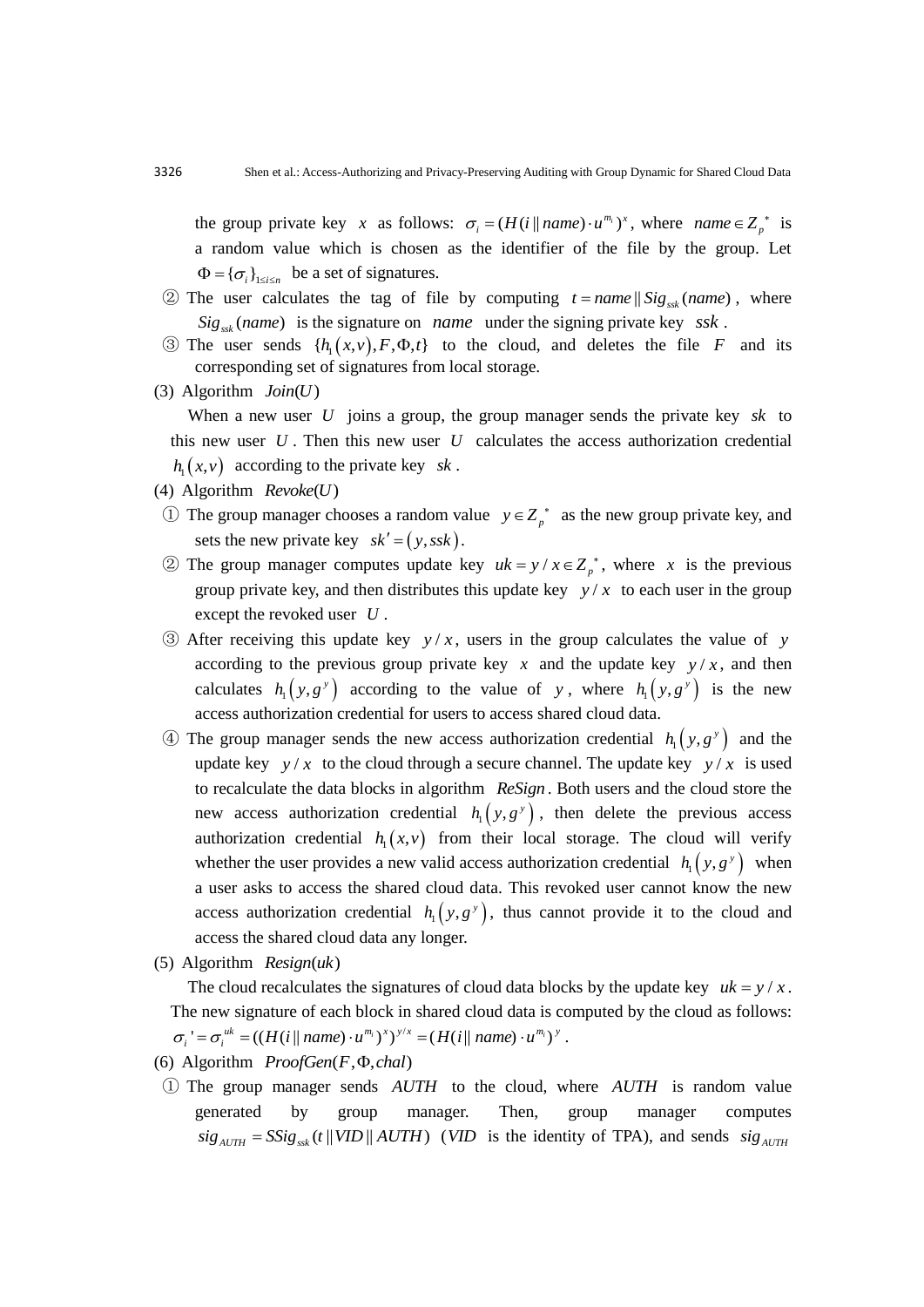the group private key $x$ as follows: $\sigma_i = (H(i \| name) \cdot u^{m_i})^x$, where $name \in Z_p^*$ is a random value which is chosen as the identifier of the file by the group. Let $\Phi = \{\sigma_i\}_{1 \le i \le n}$ be a set of signatures.

② The user calculates the tag of file by computing $t = name \| Sig_{ssk}(name)$, where $Sig_{ssk}(name)$ is the signature on $name$ under the signing private key $ssk$.

③ The user sends $\{h_1(x,v), F, \Phi, t\}$ to the cloud, and deletes the file $F$ and its corresponding set of signatures from local storage.

(3) Algorithm $Join(U)$

When a new user $U$ joins a group, the group manager sends the private key $sk$ to this new user $U$. Then this new user $U$ calculates the access authorization credential $h_1(x,v)$ according to the private key $sk$.

(4) Algorithm $Revoke(U)$

① The group manager chooses a random value $y \in Z_p^*$ as the new group private key, and sets the new private key $sk' = (y, ssk)$.

② The group manager computes update key $uk = y/x \in Z_p^*$, where $x$ is the previous group private key, and then distributes this update key $y/x$ to each user in the group except the revoked user $U$.

③ After receiving this update key $y/x$, users in the group calculates the value of $y$ according to the previous group private key $x$ and the update key $y/x$, and then calculates $h_1(y, g^y)$ according to the value of $y$, where $h_1(y, g^y)$ is the new access authorization credential for users to access shared cloud data.

④ The group manager sends the new access authorization credential $h_1(y, g^y)$ and the update key $y/x$ to the cloud through a secure channel. The update key $y/x$ is used to recalculate the data blocks in algorithm $ReSign$. Both users and the cloud store the new access authorization credential $h_1(y, g^y)$, then delete the previous access authorization credential $h_1(x,v)$ from their local storage. The cloud will verify whether the user provides a new valid access authorization credential $h_1(y, g^y)$ when a user asks to access the shared cloud data. This revoked user cannot know the new access authorization credential $h_1(y, g^y)$, thus cannot provide it to the cloud and access the shared cloud data any longer.

(5) Algorithm $Resign(uk)$

The cloud recalculates the signatures of cloud data blocks by the update key $uk = y/x$. The new signature of each block in shared cloud data is computed by the cloud as follows: $\sigma_i' = \sigma_i^{uk} = ((H(i \| name) \cdot u^{m_i})^x)^{y/x} = (H(i \| name) \cdot u^{m_i})^y$.

(6) Algorithm $ProofGen(F, \Phi, chal)$

① The group manager sends $AUTH$ to the cloud, where $AUTH$ is random value generated by group manager. Then, group manager computes $sig_{AUTH} = SSig_{ssk}(t \| VID \| AUTH)$ ($VID$ is the identity of TPA), and sends $sig_{AUTH}$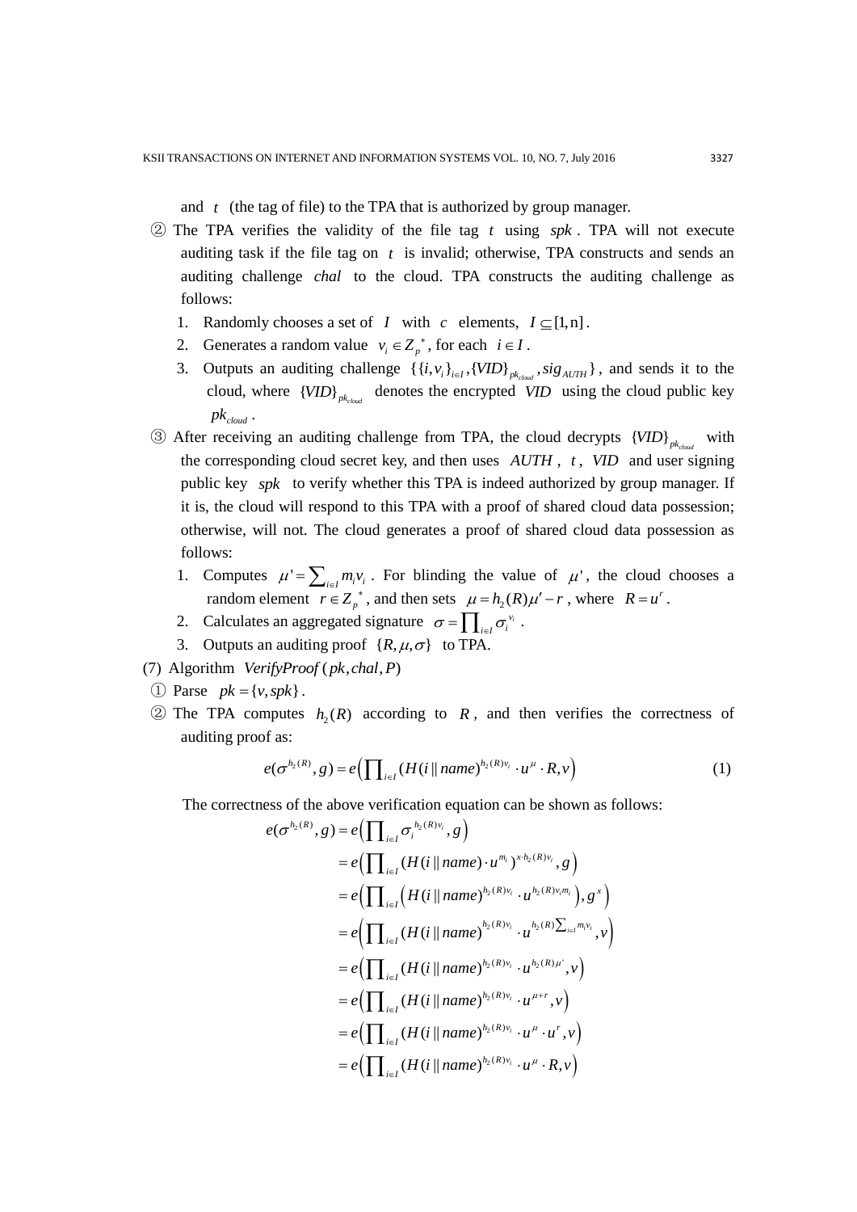and $t$ (the tag of file) to the TPA that is authorized by group manager.

② The TPA verifies the validity of the file tag $t$ using $spk$. TPA will not execute auditing task if the file tag on $t$ is invalid; otherwise, TPA constructs and sends an auditing challenge $chal$ to the cloud. TPA constructs the auditing challenge as follows:

1. Randomly chooses a set of $I$ with $c$ elements, $I \subseteq [1, n]$.
2. Generates a random value $v_i \in Z_p^*$, for each $i \in I$.
3. Outputs an auditing challenge $\{\{i, v_i\}_{i \in I}, \{VID\}_{pk_{cloud}}, sig_{AUTH}\}$, and sends it to the cloud, where $\{VID\}_{pk_{cloud}}$ denotes the encrypted $VID$ using the cloud public key $pk_{cloud}$.

③ After receiving an auditing challenge from TPA, the cloud decrypts $\{VID\}_{pk_{cloud}}$ with the corresponding cloud secret key, and then uses $AUTH$, $t$, $VID$ and user signing public key $spk$ to verify whether this TPA is indeed authorized by group manager. If it is, the cloud will respond to this TPA with a proof of shared cloud data possession; otherwise, will not. The cloud generates a proof of shared cloud data possession as follows:

1. Computes $\mu' = \sum_{i \in I} m_i v_i$. For blinding the value of $\mu'$, the cloud chooses a random element $r \in Z_p^*$, and then sets $\mu = h_2(R)\mu' - r$, where $R = u^r$.
2. Calculates an aggregated signature $\sigma = \prod_{i \in I} \sigma_i^{v_i}$.
3. Outputs an auditing proof $\{R, \mu, \sigma\}$ to TPA.

(7) Algorithm $VerifyProof(pk, chal, P)$

① Parse $pk = \{v, spk\}$.

② The TPA computes $h_2(R)$ according to $R$, and then verifies the correctness of auditing proof as:

$$e(\sigma^{h_2(R)}, g) = e\left(\prod_{i \in I} (H(i \| name)^{h_2(R)v_i} \cdot u^{\mu} \cdot R, v\right) \tag{1}$$

The correctness of the above verification equation can be shown as follows:

$$\begin{aligned}
e(\sigma^{h_2(R)}, g) &= e\left(\prod_{i \in I} \sigma_i^{h_2(R)v_i}, g\right) \\
&= e\left(\prod_{i \in I} (H(i \| name) \cdot u^{m_i})^{x \cdot h_2(R)v_i}, g\right) \\
&= e\left(\prod_{i \in I} \left(H(i \| name)^{h_2(R)v_i} \cdot u^{h_2(R)v_i m_i}\right), g^x\right) \\
&= e\left(\prod_{i \in I} (H(i \| name)^{h_2(R)v_i} \cdot u^{h_2(R)\sum_{i \in I} m_i v_i}, v\right) \\
&= e\left(\prod_{i \in I} (H(i \| name)^{h_2(R)v_i} \cdot u^{h_2(R)\mu'}, v\right) \\
&= e\left(\prod_{i \in I} (H(i \| name)^{h_2(R)v_i} \cdot u^{\mu + r}, v\right) \\
&= e\left(\prod_{i \in I} (H(i \| name)^{h_2(R)v_i} \cdot u^{\mu} \cdot u^{r}, v\right) \\
&= e\left(\prod_{i \in I} (H(i \| name)^{h_2(R)v_i} \cdot u^{\mu} \cdot R, v\right)
\end{aligned}$$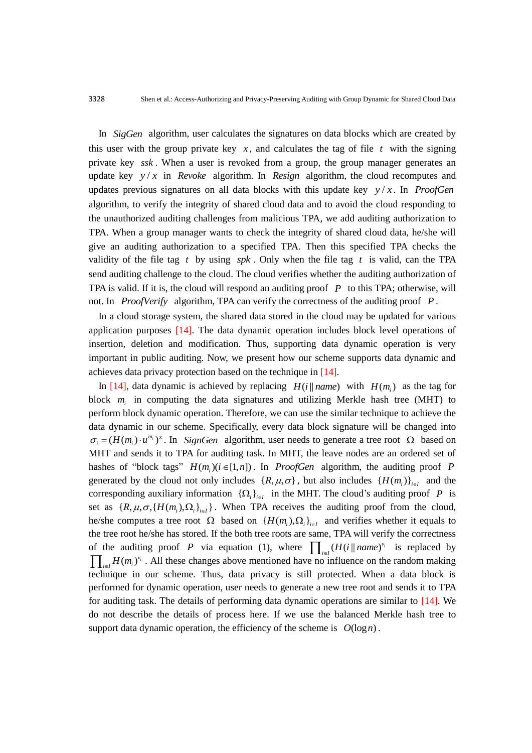In *SigGen* algorithm, user calculates the signatures on data blocks which are created by this user with the group private key $x$, and calculates the tag of file $t$ with the signing private key $ssk$. When a user is revoked from a group, the group manager generates an update key $y/x$ in *Revoke* algorithm. In *Resign* algorithm, the cloud recomputes and updates previous signatures on all data blocks with this update key $y/x$. In *ProofGen* algorithm, to verify the integrity of shared cloud data and to avoid the cloud responding to the unauthorized auditing challenges from malicious TPA, we add auditing authorization to TPA. When a group manager wants to check the integrity of shared cloud data, he/she will give an auditing authorization to a specified TPA. Then this specified TPA checks the validity of the file tag $t$ by using $spk$. Only when the file tag $t$ is valid, can the TPA send auditing challenge to the cloud. The cloud verifies whether the auditing authorization of TPA is valid. If it is, the cloud will respond an auditing proof $P$ to this TPA; otherwise, will not. In *ProofVerify* algorithm, TPA can verify the correctness of the auditing proof $P$.

In a cloud storage system, the shared data stored in the cloud may be updated for various application purposes [14]. The data dynamic operation includes block level operations of insertion, deletion and modification. Thus, supporting data dynamic operation is very important in public auditing. Now, we present how our scheme supports data dynamic and achieves data privacy protection based on the technique in [14].

In [14], data dynamic is achieved by replacing $H(i \| name)$ with $H(m_i)$ as the tag for block $m_i$ in computing the data signatures and utilizing Merkle hash tree (MHT) to perform block dynamic operation. Therefore, we can use the similar technique to achieve the data dynamic in our scheme. Specifically, every data block signature will be changed into $\sigma_i = (H(m_i) \cdot u^{m_i})^x$. In *SignGen* algorithm, user needs to generate a tree root $\Omega$ based on MHT and sends it to TPA for auditing task. In MHT, the leave nodes are an ordered set of hashes of "block tags" $H(m_i)(i \in [1,n])$. In *ProofGen* algorithm, the auditing proof $P$ generated by the cloud not only includes $\{R, \mu, \sigma\}$, but also includes $\{H(m_i)\}_{i \in I}$ and the corresponding auxiliary information $\{\Omega_i\}_{i \in I}$ in the MHT. The cloud's auditing proof $P$ is set as $\{R, \mu, \sigma, \{H(m_i), \Omega_i\}_{i \in I}\}$. When TPA receives the auditing proof from the cloud, he/she computes a tree root $\Omega$ based on $\{H(m_i), \Omega_i\}_{i \in I}$ and verifies whether it equals to the tree root he/she has stored. If the both tree roots are same, TPA will verify the correctness of the auditing proof $P$ via equation (1), where $\prod_{i \in I} (H(i \| name))^{v_i}$ is replaced by $\prod_{i \in I} H(m_i)^{v_i}$. All these changes above mentioned have no influence on the random making technique in our scheme. Thus, data privacy is still protected. When a data block is performed for dynamic operation, user needs to generate a new tree root and sends it to TPA for auditing task. The details of performing data dynamic operations are similar to [14]. We do not describe the details of process here. If we use the balanced Merkle hash tree to support data dynamic operation, the efficiency of the scheme is $O(\log n)$.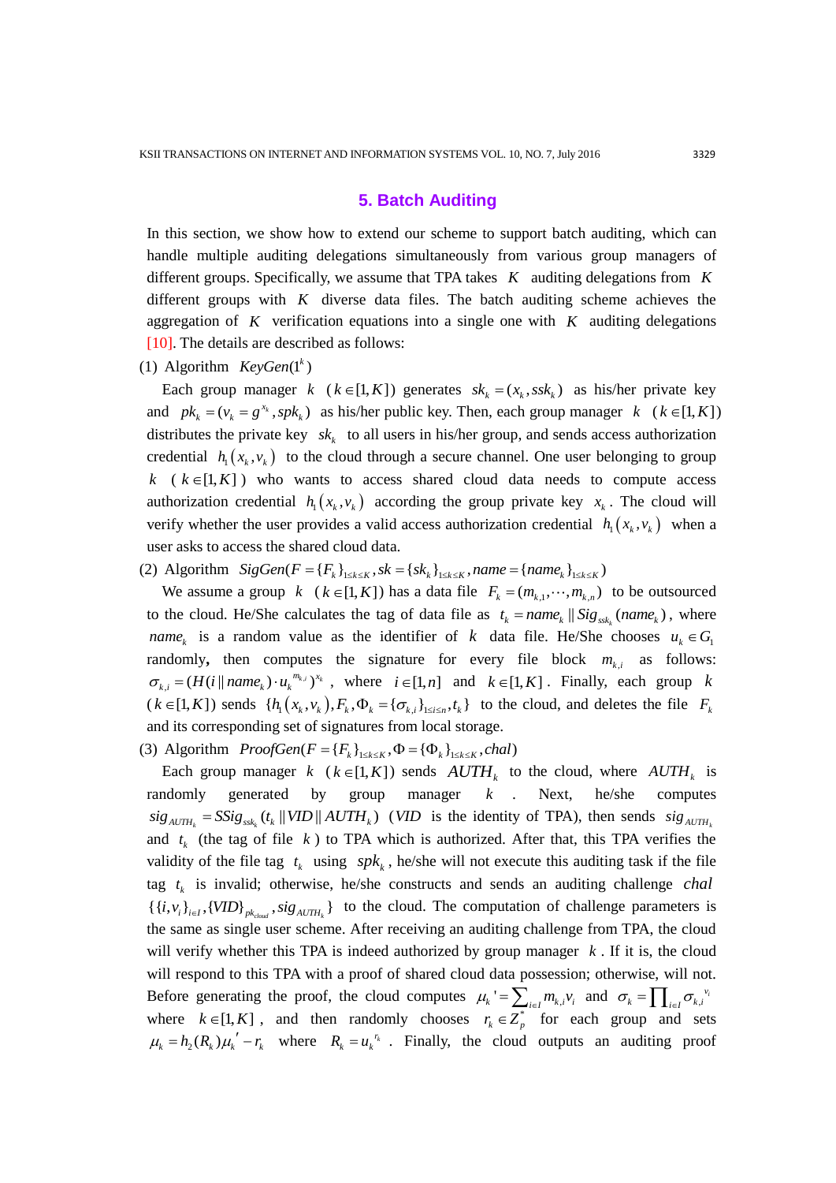## 5. Batch Auditing

In this section, we show how to extend our scheme to support batch auditing, which can handle multiple auditing delegations simultaneously from various group managers of different groups. Specifically, we assume that TPA takes $K$ auditing delegations from $K$ different groups with $K$ diverse data files. The batch auditing scheme achieves the aggregation of $K$ verification equations into a single one with $K$ auditing delegations [10]. The details are described as follows:

(1) Algorithm $KeyGen(1^k)$

Each group manager $k$ ($k \in [1, K]$) generates $sk_k = (x_k, ssk_k)$ as his/her private key and $pk_k = (v_k = g^{x_k}, spk_k)$ as his/her public key. Then, each group manager $k$ ($k \in [1, K]$) distributes the private key $sk_k$ to all users in his/her group, and sends access authorization credential $h_1(x_k, v_k)$ to the cloud through a secure channel. One user belonging to group $k$ ($k \in [1, K]$) who wants to access shared cloud data needs to compute access authorization credential $h_1(x_k, v_k)$ according the group private key $x_k$. The cloud will verify whether the user provides a valid access authorization credential $h_1(x_k, v_k)$ when a user asks to access the shared cloud data.

(2) Algorithm $SigGen(F = \{F_k\}_{1 \le k \le K}, sk = \{sk_k\}_{1 \le k \le K}, name = \{name_k\}_{1 \le k \le K})$

We assume a group $k$ ($k \in [1, K]$) has a data file $F_k = (m_{k,1}, \cdots, m_{k,n})$ to be outsourced to the cloud. He/She calculates the tag of data file as $t_k = name_k \| Sig_{ssk_k}(name_k)$, where $name_k$ is a random value as the identifier of $k$ data file. He/She chooses $u_k \in G_1$ randomly, then computes the signature for every file block $m_{k,i}$ as follows: $\sigma_{k,i} = (H(i \| name_k) \cdot u_k^{m_{k,i}})^{x_k}$, where $i \in [1, n]$ and $k \in [1, K]$. Finally, each group $k$ ($k \in [1, K]$) sends $\{h_1(x_k, v_k), F_k, \Phi_k = \{\sigma_{k,i}\}_{1 \le i \le n}, t_k\}$ to the cloud, and deletes the file $F_k$ and its corresponding set of signatures from local storage.

(3) Algorithm $ProofGen(F = \{F_k\}_{1 \le k \le K}, \Phi = \{\Phi_k\}_{1 \le k \le K}, chal)$

Each group manager $k$ ($k \in [1, K]$) sends $AUTH_k$ to the cloud, where $AUTH_k$ is randomly generated by group manager $k$. Next, he/she computes $sig_{AUTH_k} = SSig_{ssk_k}(t_k \| VID \| AUTH_k)$ ($VID$ is the identity of TPA), then sends $sig_{AUTH_k}$ and $t_k$ (the tag of file $k$) to TPA which is authorized. After that, this TPA verifies the validity of the file tag $t_k$ using $spk_k$, he/she will not execute this auditing task if the file tag $t_k$ is invalid; otherwise, he/she constructs and sends an auditing challenge $chal$ $\{\{i, v_i\}_{i \in I}, \{VID\}_{pk_{cloud}}, sig_{AUTH_k}\}$ to the cloud. The computation of challenge parameters is the same as single user scheme. After receiving an auditing challenge from TPA, the cloud will verify whether this TPA is indeed authorized by group manager $k$. If it is, the cloud will respond to this TPA with a proof of shared cloud data possession; otherwise, will not. Before generating the proof, the cloud computes $\mu_k' = \sum_{i \in I} m_{k,i} v_i$ and $\sigma_k = \prod_{i \in I} \sigma_{k,i}^{v_i}$ where $k \in [1, K]$, and then randomly chooses $r_k \in Z_p^*$ for each group and sets $\mu_k = h_2(R_k)\mu_k' - r_k$ where $R_k = u_k^{r_k}$. Finally, the cloud outputs an auditing proof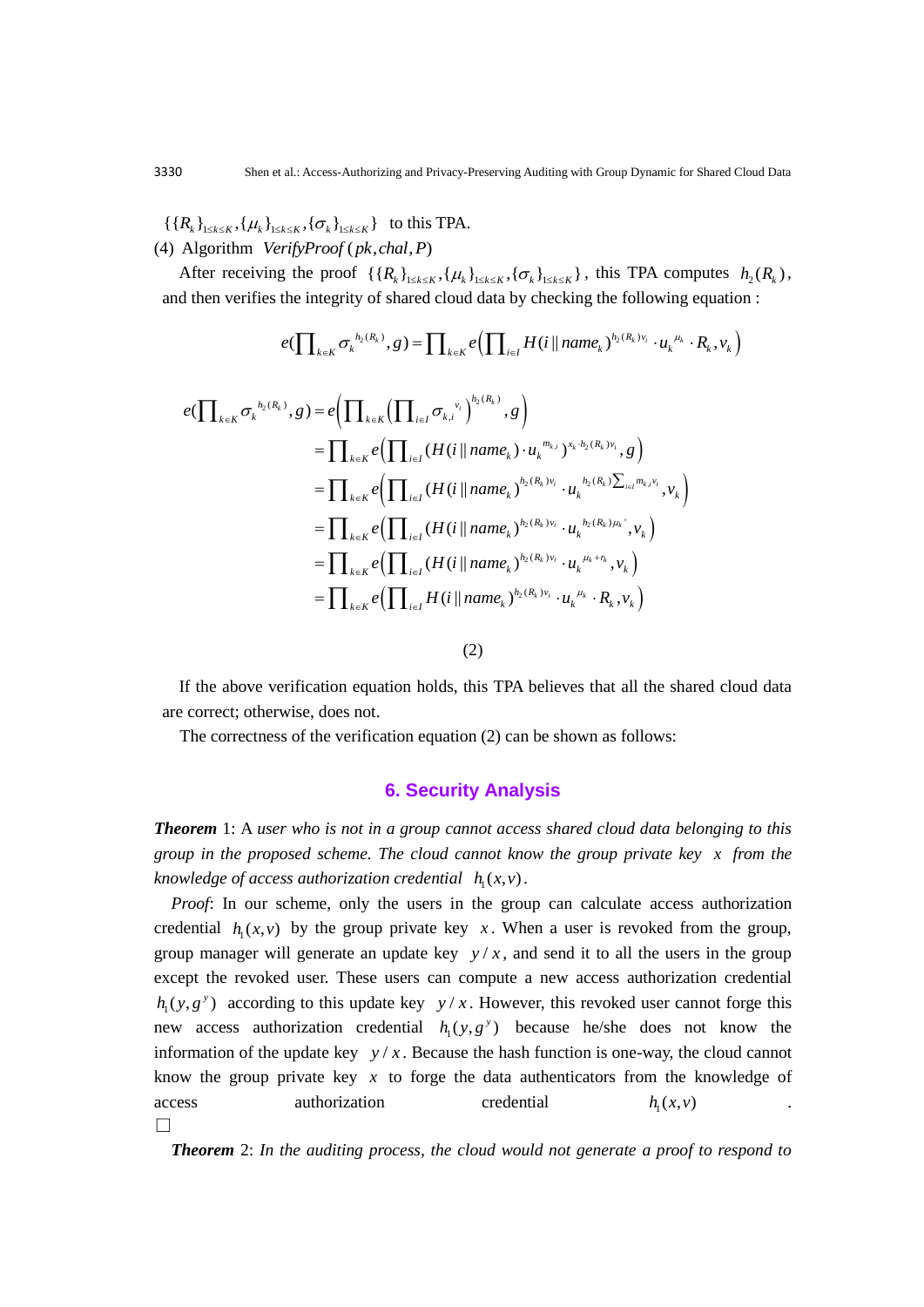$\{\{R_k\}_{1\le k\le K}, \{\mu_k\}_{1\le k\le K}, \{\sigma_k\}_{1\le k\le K}\}$ to this TPA.

(4) Algorithm $VerifyProof(pk, chal, P)$

After receiving the proof $\{\{R_k\}_{1\le k\le K}, \{\mu_k\}_{1\le k\le K}, \{\sigma_k\}_{1\le k\le K}\}$, this TPA computes $h_2(R_k)$, and then verifies the integrity of shared cloud data by checking the following equation :

$$e(\prod_{k\in K} \sigma_k^{h_2(R_k)}, g) = \prod_{k\in K} e\left(\prod_{i\in I} H(i \| name_k)^{h_2(R_k)v_i} \cdot u_k^{\mu_k} \cdot R_k, v_k\right)$$

$$\begin{aligned}
e(\prod_{k\in K} \sigma_k^{h_2(R_k)}, g) &= e\left(\prod_{k\in K}\left(\prod_{i\in I} \sigma_{k,i}^{v_i}\right)^{h_2(R_k)}, g\right) \\
&= \prod_{k\in K} e\left(\prod_{i\in I} (H(i \| name_k)\cdot u_k^{m_{k,i}})^{x_k\cdot h_2(R_k)v_i}, g\right) \\
&= \prod_{k\in K} e\left(\prod_{i\in I} (H(i \| name_k)^{h_2(R_k)v_i} \cdot u_k^{h_2(R_k)\sum_{i\in I} m_{k,i}v_i}, v_k\right) \\
&= \prod_{k\in K} e\left(\prod_{i\in I} (H(i \| name_k))^{h_2(R_k)v_i} \cdot u_k^{h_2(R_k)\mu_k'}, v_k\right) \\
&= \prod_{k\in K} e\left(\prod_{i\in I} (H(i \| name_k))^{h_2(R_k)v_i} \cdot u_k^{\mu_k + r_k}, v_k\right) \\
&= \prod_{k\in K} e\left(\prod_{i\in I} H(i \| name_k)^{h_2(R_k)v_i} \cdot u_k^{\mu_k} \cdot R_k, v_k\right)
\end{aligned}$$

(2)

If the above verification equation holds, this TPA believes that all the shared cloud data are correct; otherwise, does not.

The correctness of the verification equation (2) can be shown as follows:

## 6. Security Analysis

***Theorem*** 1: A *user who is not in a group cannot access shared cloud data belonging to this group in the proposed scheme. The cloud cannot know the group private key* $x$ *from the knowledge of access authorization credential* $h_1(x,v)$.

*Proof*: In our scheme, only the users in the group can calculate access authorization credential $h_1(x,v)$ by the group private key $x$. When a user is revoked from the group, group manager will generate an update key $y/x$, and send it to all the users in the group except the revoked user. These users can compute a new access authorization credential $h_1(y,g^y)$ according to this update key $y/x$. However, this revoked user cannot forge this new access authorization credential $h_1(y,g^y)$ because he/she does not know the information of the update key $y/x$. Because the hash function is one-way, the cloud cannot know the group private key $x$ to forge the data authenticators from the knowledge of access authorization credential $h_1(x,v)$.

□

***Theorem*** 2: *In the auditing process, the cloud would not generate a proof to respond to*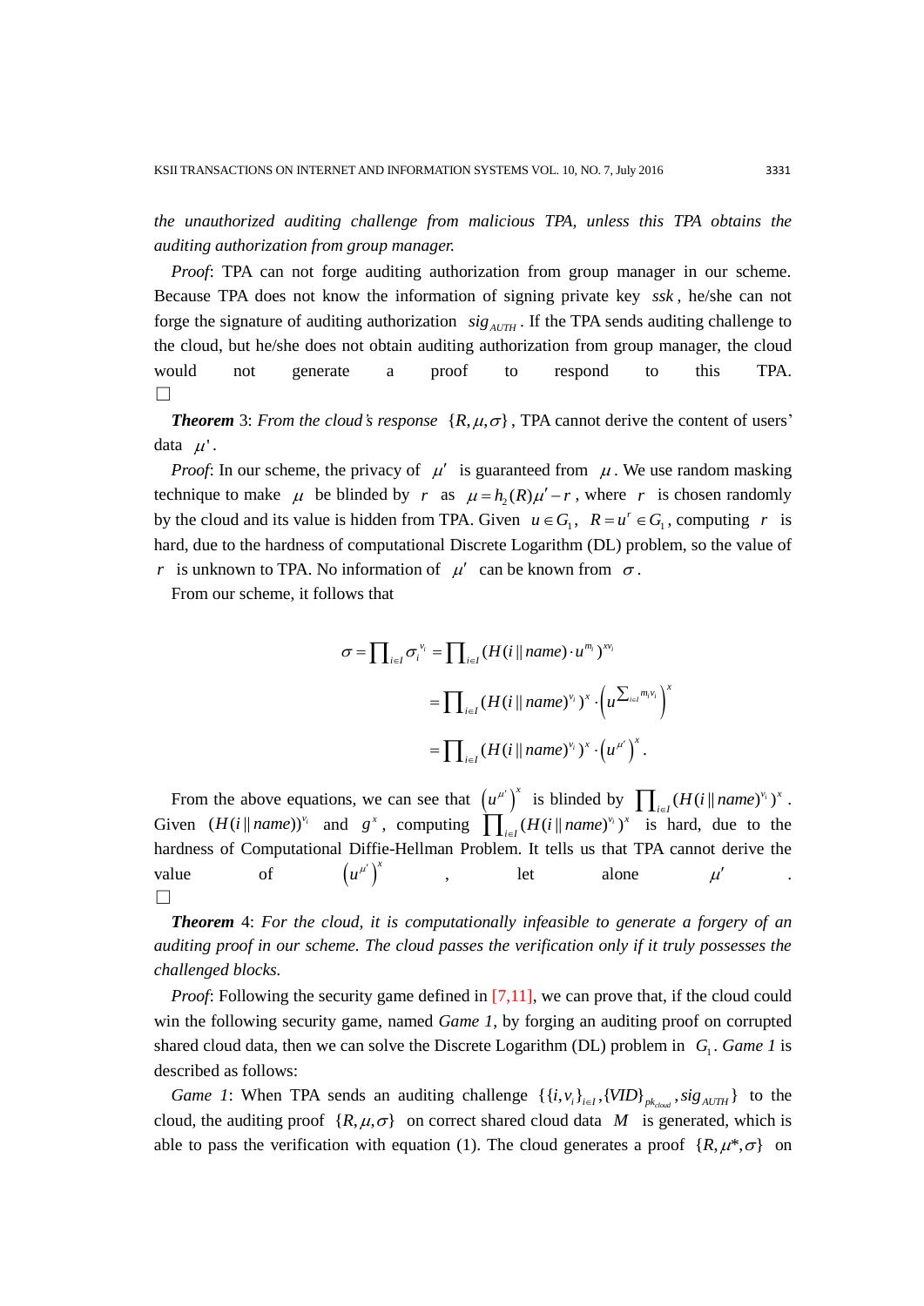*the unauthorized auditing challenge from malicious TPA, unless this TPA obtains the auditing authorization from group manager.*

*Proof*: TPA can not forge auditing authorization from group manager in our scheme. Because TPA does not know the information of signing private key $ssk$, he/she can not forge the signature of auditing authorization $sig_{AUTH}$. If the TPA sends auditing challenge to the cloud, but he/she does not obtain auditing authorization from group manager, the cloud would not generate a proof to respond to this TPA. □

***Theorem*** 3: *From the cloud's response* $\{R, \mu, \sigma\}$, TPA cannot derive the content of users' data $\mu'$.

*Proof*: In our scheme, the privacy of $\mu'$ is guaranteed from $\mu$. We use random masking technique to make $\mu$ be blinded by $r$ as $\mu = h_2(R)\mu' - r$, where $r$ is chosen randomly by the cloud and its value is hidden from TPA. Given $u \in G_1$, $R = u^r \in G_1$, computing $r$ is hard, due to the hardness of computational Discrete Logarithm (DL) problem, so the value of $r$ is unknown to TPA. No information of $\mu'$ can be known from $\sigma$.

From our scheme, it follows that

$$
\begin{aligned}
\sigma = \prod_{i \in I} \sigma_i^{v_i} &= \prod_{i \in I} (H(i \| name) \cdot u^{m_i})^{x v_i} \\
&= \prod_{i \in I} (H(i \| name)^{v_i})^x \cdot \left(u^{\sum_{i \in I} m_i v_i}\right)^x \\
&= \prod_{i \in I} (H(i \| name)^{v_i})^x \cdot \left(u^{\mu'}\right)^x .
\end{aligned}
$$

From the above equations, we can see that $\left(u^{\mu'}\right)^x$ is blinded by $\prod_{i \in I} (H(i \| name)^{v_i})^x$. Given $(H(i \| name))^{v_i}$ and $g^x$, computing $\prod_{i \in I} (H(i \| name)^{v_i})^x$ is hard, due to the hardness of Computational Diffie-Hellman Problem. It tells us that TPA cannot derive the value of $\left(u^{\mu'}\right)^x$, let alone $\mu'$. □

***Theorem*** 4: *For the cloud, it is computationally infeasible to generate a forgery of an auditing proof in our scheme. The cloud passes the verification only if it truly possesses the challenged blocks.*

*Proof*: Following the security game defined in [7,11], we can prove that, if the cloud could win the following security game, named *Game 1*, by forging an auditing proof on corrupted shared cloud data, then we can solve the Discrete Logarithm (DL) problem in $G_1$. *Game 1* is described as follows:

*Game 1*: When TPA sends an auditing challenge $\{\{i, v_i\}_{i \in I}, \{VID\}_{pk_{cloud}}, sig_{AUTH}\}$ to the cloud, the auditing proof $\{R, \mu, \sigma\}$ on correct shared cloud data $M$ is generated, which is able to pass the verification with equation (1). The cloud generates a proof $\{R, \mu^*, \sigma\}$ on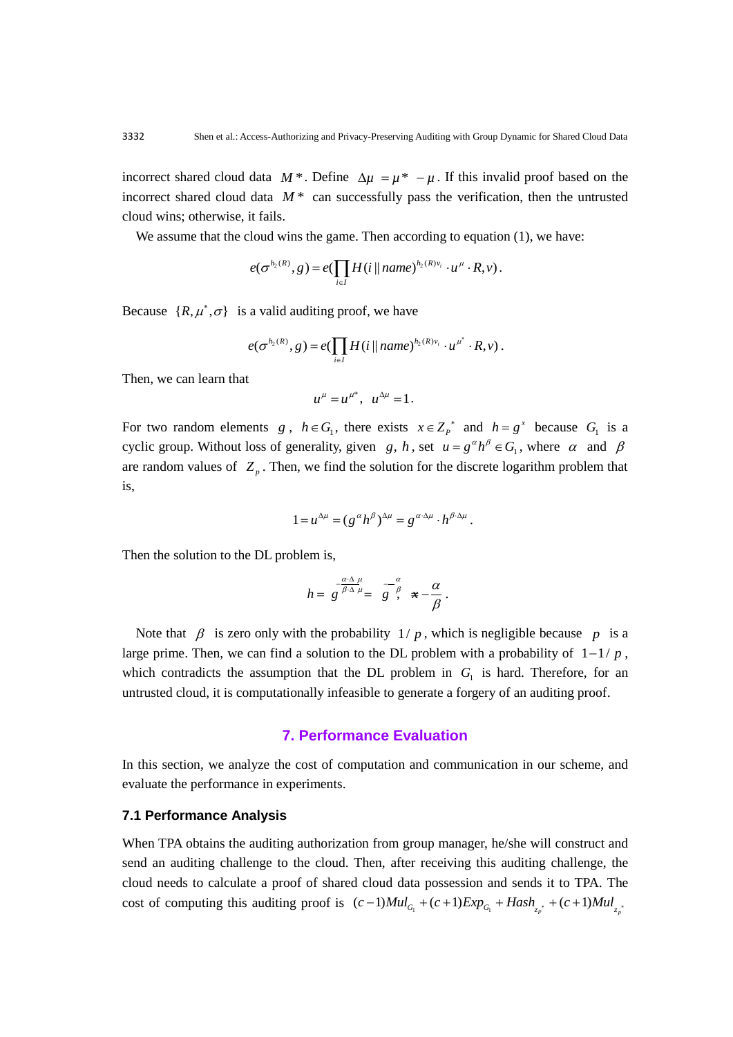incorrect shared cloud data $M^*$. Define $\Delta\mu = \mu^* - \mu$. If this invalid proof based on the incorrect shared cloud data $M^*$ can successfully pass the verification, then the untrusted cloud wins; otherwise, it fails.

We assume that the cloud wins the game. Then according to equation (1), we have:

$$e(\sigma^{h_2(R)}, g) = e(\prod_{i \in I} H(i \| name)^{h_2(R)v_i} \cdot u^{\mu} \cdot R, v).$$

Because $\{R, \mu^*, \sigma\}$ is a valid auditing proof, we have

$$e(\sigma^{h_2(R)}, g) = e(\prod_{i \in I} H(i \| name)^{h_2(R)v_i} \cdot u^{\mu^*} \cdot R, v).$$

Then, we can learn that

$$u^{\mu} = u^{\mu^*}, \quad u^{\Delta\mu} = 1.$$

For two random elements $g$, $h \in G_1$, there exists $x \in Z_p^*$ and $h = g^x$ because $G_1$ is a cyclic group. Without loss of generality, given $g$, $h$, set $u = g^{\alpha} h^{\beta} \in G_1$, where $\alpha$ and $\beta$ are random values of $Z_p$. Then, we find the solution for the discrete logarithm problem that is,

$$1 = u^{\Delta\mu} = (g^{\alpha} h^{\beta})^{\Delta\mu} = g^{\alpha \cdot \Delta\mu} \cdot h^{\beta \cdot \Delta\mu}.$$

Then the solution to the DL problem is,

$$h = g^{-\frac{\alpha \cdot \Delta\mu}{\beta \cdot \Delta\mu}} = g^{-\frac{\alpha}{\beta}}, \quad x = -\frac{\alpha}{\beta}.$$

Note that $\beta$ is zero only with the probability $1/p$, which is negligible because $p$ is a large prime. Then, we can find a solution to the DL problem with a probability of $1 - 1/p$, which contradicts the assumption that the DL problem in $G_1$ is hard. Therefore, for an untrusted cloud, it is computationally infeasible to generate a forgery of an auditing proof.

## 7. Performance Evaluation

In this section, we analyze the cost of computation and communication in our scheme, and evaluate the performance in experiments.

### 7.1 Performance Analysis

When TPA obtains the auditing authorization from group manager, he/she will construct and send an auditing challenge to the cloud. Then, after receiving this auditing challenge, the cloud needs to calculate a proof of shared cloud data possession and sends it to TPA. The cost of computing this auditing proof is $(c-1)Mul_{G_1} + (c+1)Exp_{G_1} + Hash_{z_p^*} + (c+1)Mul_{z_p^*}$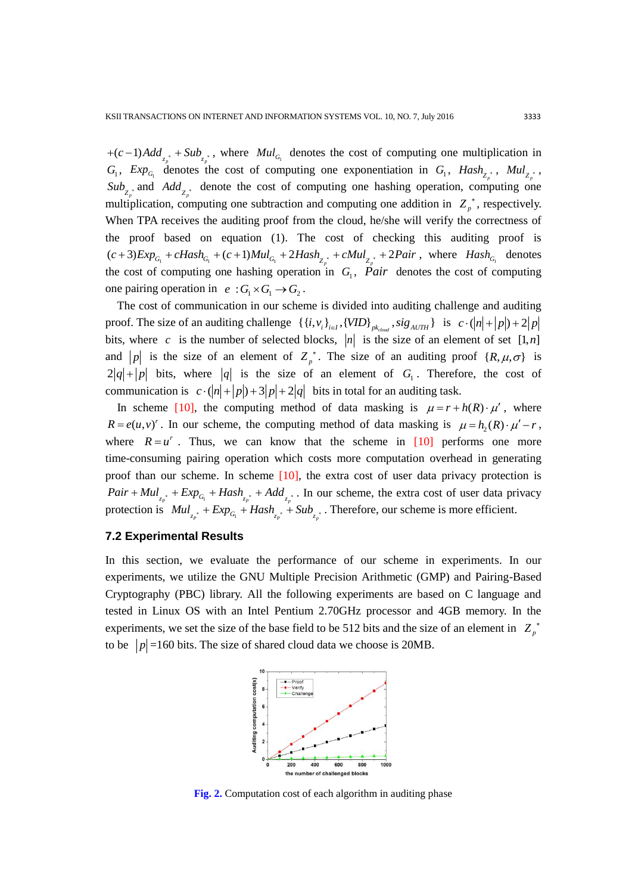$+(c-1)Add_{z_p^*}+Sub_{z_p^*}$, where $Mul_{G_1}$ denotes the cost of computing one multiplication in $G_1$, $Exp_{G_1}$ denotes the cost of computing one exponentiation in $G_1$, $Hash_{Z_p^*}$, $Mul_{Z_p^*}$, $Sub_{Z_p^*}$ and $Add_{Z_p^*}$ denote the cost of computing one hashing operation, computing one multiplication, computing one subtraction and computing one addition in $Z_p^*$, respectively. When TPA receives the auditing proof from the cloud, he/she will verify the correctness of the proof based on equation (1). The cost of checking this auditing proof is $(c+3)Exp_{G_1}+cHash_{G_1}+(c+1)Mul_{G_1}+2Hash_{Z_p^*}+cMul_{Z_p^*}+2Pair$, where $Hash_{G_1}$ denotes the cost of computing one hashing operation in $G_1$, $Pair$ denotes the cost of computing one pairing operation in $e: G_1 \times G_1 \rightarrow G_2$.

The cost of communication in our scheme is divided into auditing challenge and auditing proof. The size of an auditing challenge $\{\{i,v_i\}_{i\in I},\{VID\}_{pk_{cloud}},sig_{AUTH}\}$ is $c\cdot(|n|+|p|)+2|p|$ bits, where $c$ is the number of selected blocks, $|n|$ is the size of an element of set $[1,n]$ and $|p|$ is the size of an element of $Z_p^*$. The size of an auditing proof $\{R,\mu,\sigma\}$ is $2|q|+|p|$ bits, where $|q|$ is the size of an element of $G_1$. Therefore, the cost of communication is $c\cdot(|n|+|p|)+3|p|+2|q|$ bits in total for an auditing task.

In scheme [10], the computing method of data masking is $\mu=r+h(R)\cdot\mu'$, where $R=e(u,v)^r$. In our scheme, the computing method of data masking is $\mu=h_2(R)\cdot\mu'-r$, where $R=u^r$. Thus, we can know that the scheme in [10] performs one more time-consuming pairing operation which costs more computation overhead in generating proof than our scheme. In scheme [10], the extra cost of user data privacy protection is $Pair+Mul_{z_p^*}+Exp_{G_1}+Hash_{z_p^*}+Add_{z_p^*}$. In our scheme, the extra cost of user data privacy protection is $Mul_{z_p^*}+Exp_{G_1}+Hash_{z_p^*}+Sub_{z_p^*}$. Therefore, our scheme is more efficient.

### 7.2 Experimental Results

In this section, we evaluate the performance of our scheme in experiments. In our experiments, we utilize the GNU Multiple Precision Arithmetic (GMP) and Pairing-Based Cryptography (PBC) library. All the following experiments are based on C language and tested in Linux OS with an Intel Pentium 2.70GHz processor and 4GB memory. In the experiments, we set the size of the base field to be 512 bits and the size of an element in $Z_p^*$ to be $|p|$=160 bits. The size of shared cloud data we choose is 20MB.

**Fig. 2.** Computation cost of each algorithm in auditing phase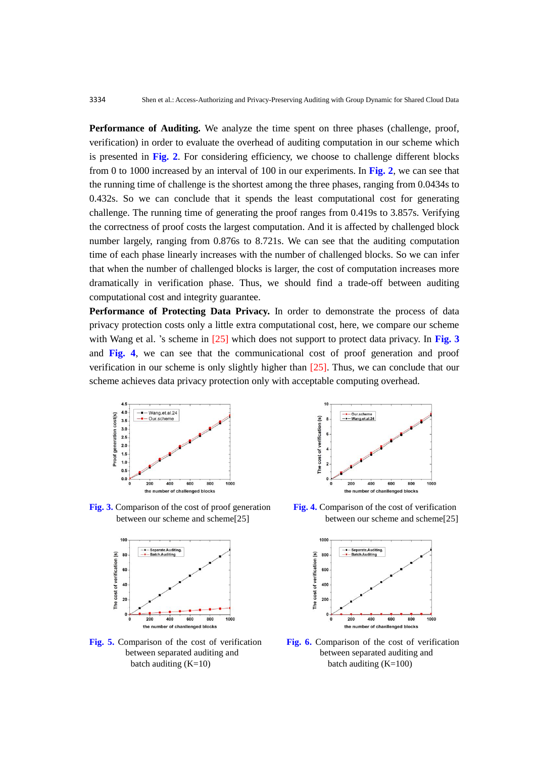**Performance of Auditing.** We analyze the time spent on three phases (challenge, proof, verification) in order to evaluate the overhead of auditing computation in our scheme which is presented in **Fig. 2**. For considering efficiency, we choose to challenge different blocks from 0 to 1000 increased by an interval of 100 in our experiments. In **Fig. 2**, we can see that the running time of challenge is the shortest among the three phases, ranging from 0.0434s to 0.432s. So we can conclude that it spends the least computational cost for generating challenge. The running time of generating the proof ranges from 0.419s to 3.857s. Verifying the correctness of proof costs the largest computation. And it is affected by challenged block number largely, ranging from 0.876s to 8.721s. We can see that the auditing computation time of each phase linearly increases with the number of challenged blocks. So we can infer that when the number of challenged blocks is larger, the cost of computation increases more dramatically in verification phase. Thus, we should find a trade-off between auditing computational cost and integrity guarantee.

**Performance of Protecting Data Privacy.** In order to demonstrate the process of data privacy protection costs only a little extra computational cost, here, we compare our scheme with Wang et al. 's scheme in [25] which does not support to protect data privacy. In **Fig. 3** and **Fig. 4**, we can see that the communicational cost of proof generation and proof verification in our scheme is only slightly higher than [25]. Thus, we can conclude that our scheme achieves data privacy protection only with acceptable computing overhead.

**Fig. 3.** Comparison of the cost of proof generation between our scheme and scheme[25]

**Fig. 4.** Comparison of the cost of verification between our scheme and scheme[25]

**Fig. 5.** Comparison of the cost of verification between separated auditing and batch auditing (K=10)

**Fig. 6.** Comparison of the cost of verification between separated auditing and batch auditing (K=100)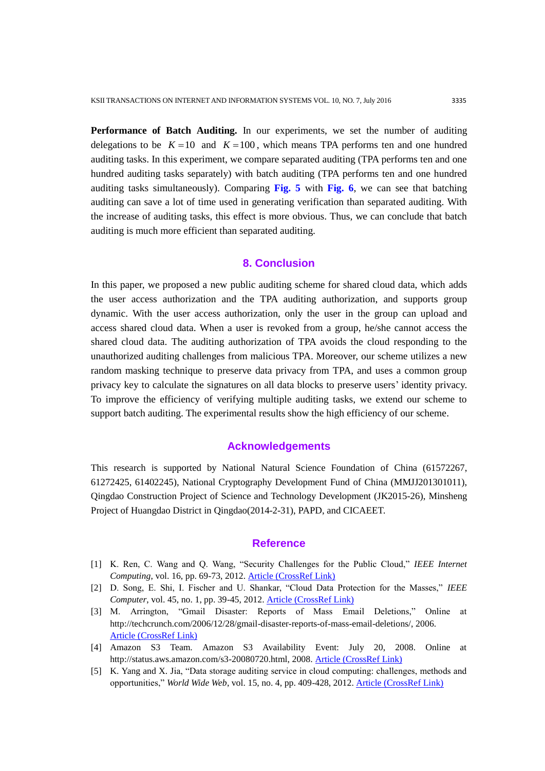**Performance of Batch Auditing.** In our experiments, we set the number of auditing delegations to be $K = 10$ and $K = 100$, which means TPA performs ten and one hundred auditing tasks. In this experiment, we compare separated auditing (TPA performs ten and one hundred auditing tasks separately) with batch auditing (TPA performs ten and one hundred auditing tasks simultaneously). Comparing **Fig. 5** with **Fig. 6**, we can see that batching auditing can save a lot of time used in generating verification than separated auditing. With the increase of auditing tasks, this effect is more obvious. Thus, we can conclude that batch auditing is much more efficient than separated auditing.

## 8. Conclusion

In this paper, we proposed a new public auditing scheme for shared cloud data, which adds the user access authorization and the TPA auditing authorization, and supports group dynamic. With the user access authorization, only the user in the group can upload and access shared cloud data. When a user is revoked from a group, he/she cannot access the shared cloud data. The auditing authorization of TPA avoids the cloud responding to the unauthorized auditing challenges from malicious TPA. Moreover, our scheme utilizes a new random masking technique to preserve data privacy from TPA, and uses a common group privacy key to calculate the signatures on all data blocks to preserve users' identity privacy. To improve the efficiency of verifying multiple auditing tasks, we extend our scheme to support batch auditing. The experimental results show the high efficiency of our scheme.

## Acknowledgements

This research is supported by National Natural Science Foundation of China (61572267, 61272425, 61402245), National Cryptography Development Fund of China (MMJJ201301011), Qingdao Construction Project of Science and Technology Development (JK2015-26), Minsheng Project of Huangdao District in Qingdao(2014-2-31), PAPD, and CICAEET.

## Reference

[1] K. Ren, C. Wang and Q. Wang, "Security Challenges for the Public Cloud," *IEEE Internet Computing*, vol. 16, pp. 69-73, 2012. Article (CrossRef Link)

[2] D. Song, E. Shi, I. Fischer and U. Shankar, "Cloud Data Protection for the Masses," *IEEE Computer*, vol. 45, no. 1, pp. 39-45, 2012. Article (CrossRef Link)

[3] M. Arrington, "Gmail Disaster: Reports of Mass Email Deletions," Online at http://techcrunch.com/2006/12/28/gmail-disaster-reports-of-mass-email-deletions/, 2006. Article (CrossRef Link)

[4] Amazon S3 Team. Amazon S3 Availability Event: July 20, 2008. Online at http://status.aws.amazon.com/s3-20080720.html, 2008. Article (CrossRef Link)

[5] K. Yang and X. Jia, "Data storage auditing service in cloud computing: challenges, methods and opportunities," *World Wide Web*, vol. 15, no. 4, pp. 409-428, 2012. Article (CrossRef Link)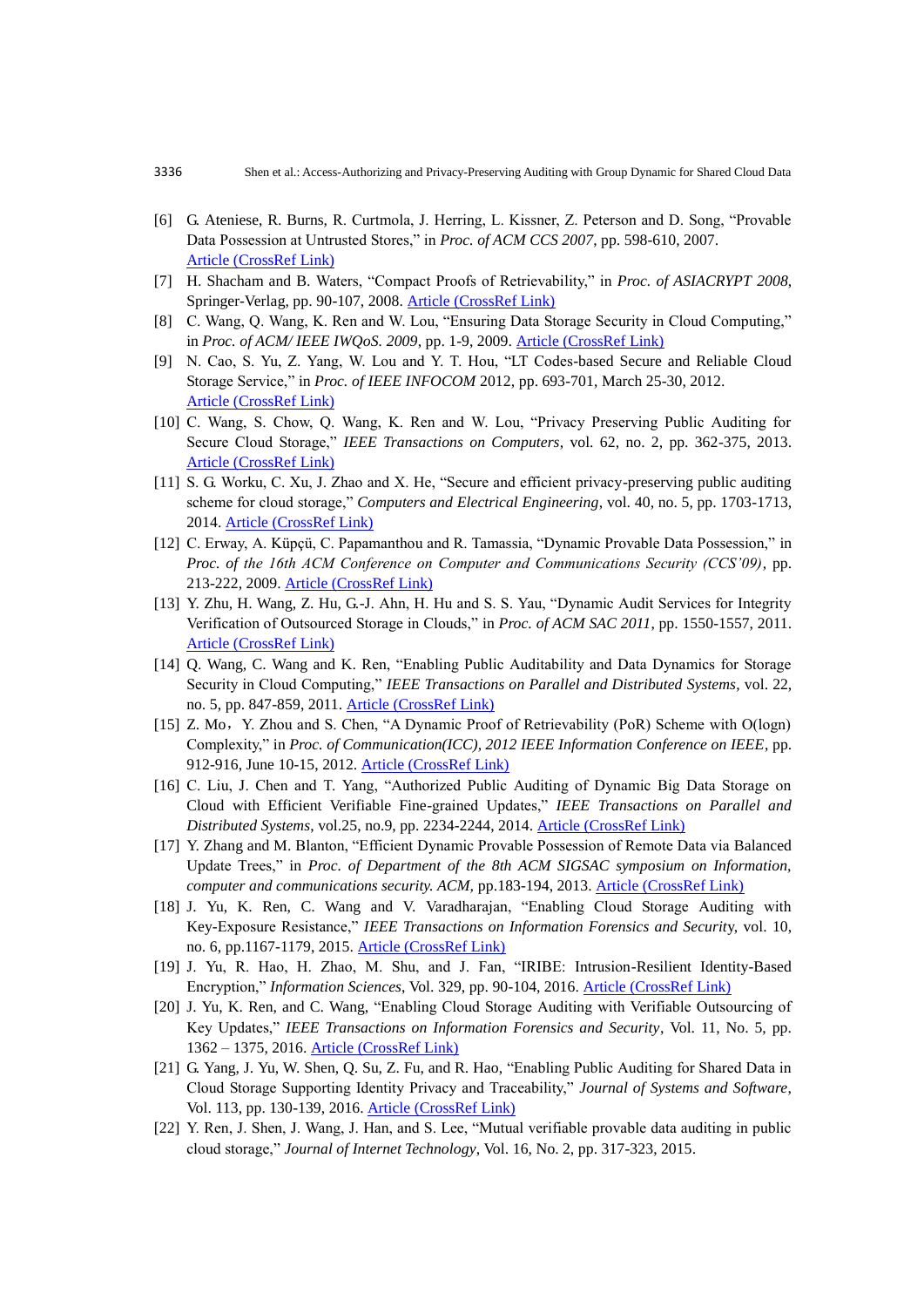[6] G. Ateniese, R. Burns, R. Curtmola, J. Herring, L. Kissner, Z. Peterson and D. Song, "Provable Data Possession at Untrusted Stores," in *Proc. of ACM CCS 2007*, pp. 598-610, 2007. Article (CrossRef Link)

[7] H. Shacham and B. Waters, "Compact Proofs of Retrievability," in *Proc. of ASIACRYPT 2008*, Springer-Verlag, pp. 90-107, 2008. Article (CrossRef Link)

[8] C. Wang, Q. Wang, K. Ren and W. Lou, "Ensuring Data Storage Security in Cloud Computing," in *Proc. of ACM/ IEEE IWQoS. 2009*, pp. 1-9, 2009. Article (CrossRef Link)

[9] N. Cao, S. Yu, Z. Yang, W. Lou and Y. T. Hou, "LT Codes-based Secure and Reliable Cloud Storage Service," in *Proc. of IEEE INFOCOM* 2012, pp. 693-701, March 25-30, 2012. Article (CrossRef Link)

[10] C. Wang, S. Chow, Q. Wang, K. Ren and W. Lou, "Privacy Preserving Public Auditing for Secure Cloud Storage," *IEEE Transactions on Computers*, vol. 62, no. 2, pp. 362-375, 2013. Article (CrossRef Link)

[11] S. G. Worku, C. Xu, J. Zhao and X. He, "Secure and efficient privacy-preserving public auditing scheme for cloud storage," *Computers and Electrical Engineering*, vol. 40, no. 5, pp. 1703-1713, 2014. Article (CrossRef Link)

[12] C. Erway, A. Küpçü, C. Papamanthou and R. Tamassia, "Dynamic Provable Data Possession," in *Proc. of the 16th ACM Conference on Computer and Communications Security (CCS'09)*, pp. 213-222, 2009. Article (CrossRef Link)

[13] Y. Zhu, H. Wang, Z. Hu, G.-J. Ahn, H. Hu and S. S. Yau, "Dynamic Audit Services for Integrity Verification of Outsourced Storage in Clouds," in *Proc. of ACM SAC 2011*, pp. 1550-1557, 2011. Article (CrossRef Link)

[14] Q. Wang, C. Wang and K. Ren, "Enabling Public Auditability and Data Dynamics for Storage Security in Cloud Computing," *IEEE Transactions on Parallel and Distributed Systems*, vol. 22, no. 5, pp. 847-859, 2011. Article (CrossRef Link)

[15] Z. Mo，Y. Zhou and S. Chen, "A Dynamic Proof of Retrievability (PoR) Scheme with O(logn) Complexity," in *Proc. of Communication(ICC), 2012 IEEE Information Conference on IEEE*, pp. 912-916, June 10-15, 2012. Article (CrossRef Link)

[16] C. Liu, J. Chen and T. Yang, "Authorized Public Auditing of Dynamic Big Data Storage on Cloud with Efficient Verifiable Fine-grained Updates," *IEEE Transactions on Parallel and Distributed Systems*, vol.25, no.9, pp. 2234-2244, 2014. Article (CrossRef Link)

[17] Y. Zhang and M. Blanton, "Efficient Dynamic Provable Possession of Remote Data via Balanced Update Trees," in *Proc. of Department of the 8th ACM SIGSAC symposium on Information, computer and communications security. ACM*, pp.183-194, 2013. Article (CrossRef Link)

[18] J. Yu, K. Ren, C. Wang and V. Varadharajan, "Enabling Cloud Storage Auditing with Key-Exposure Resistance," *IEEE Transactions on Information Forensics and Security*, vol. 10, no. 6, pp.1167-1179, 2015. Article (CrossRef Link)

[19] J. Yu, R. Hao, H. Zhao, M. Shu, and J. Fan, "IRIBE: Intrusion-Resilient Identity-Based Encryption," *Information Sciences*, Vol. 329, pp. 90-104, 2016. Article (CrossRef Link)

[20] J. Yu, K. Ren, and C. Wang, "Enabling Cloud Storage Auditing with Verifiable Outsourcing of Key Updates," *IEEE Transactions on Information Forensics and Security*, Vol. 11, No. 5, pp. 1362 – 1375, 2016. Article (CrossRef Link)

[21] G. Yang, J. Yu, W. Shen, Q. Su, Z. Fu, and R. Hao, "Enabling Public Auditing for Shared Data in Cloud Storage Supporting Identity Privacy and Traceability," *Journal of Systems and Software*, Vol. 113, pp. 130-139, 2016. Article (CrossRef Link)

[22] Y. Ren, J. Shen, J. Wang, J. Han, and S. Lee, "Mutual verifiable provable data auditing in public cloud storage," *Journal of Internet Technology*, Vol. 16, No. 2, pp. 317-323, 2015.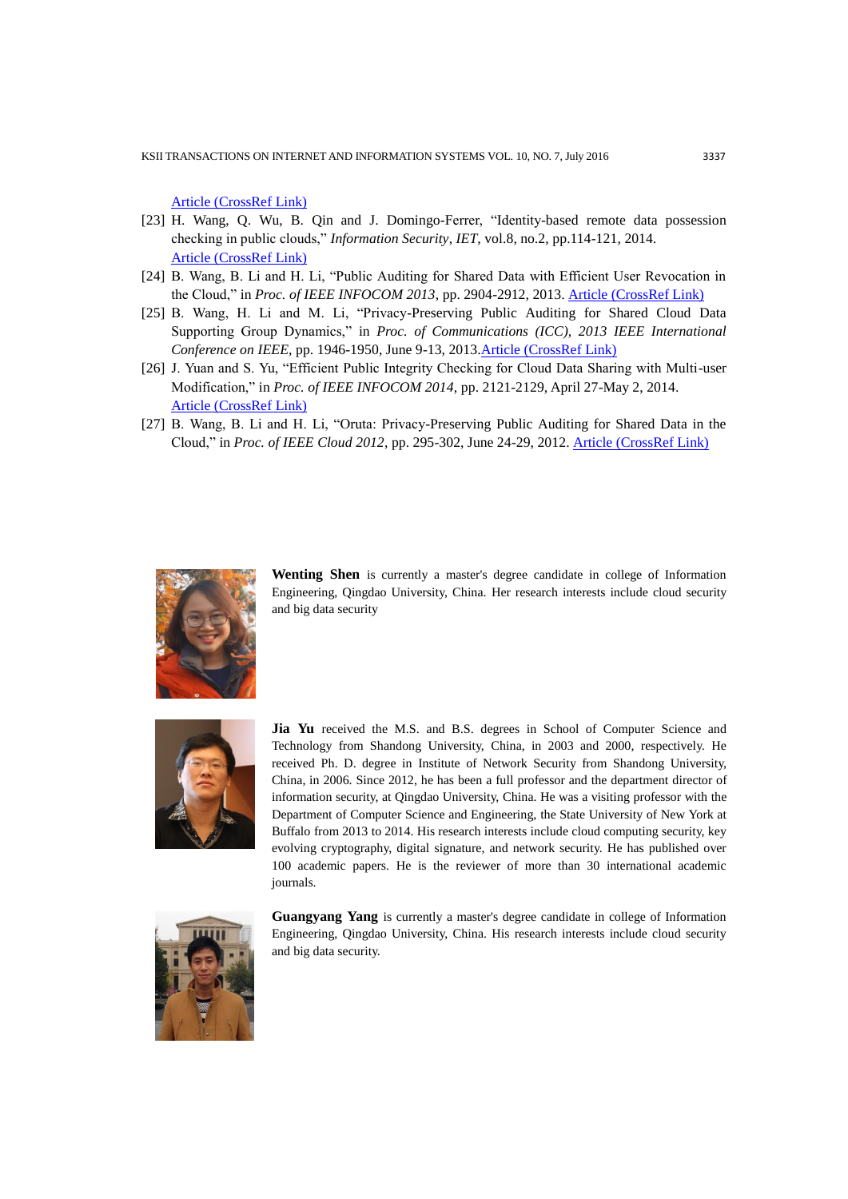Article (CrossRef Link)

[23] H. Wang, Q. Wu, B. Qin and J. Domingo-Ferrer, "Identity-based remote data possession checking in public clouds," *Information Security, IET*, vol.8, no.2, pp.114-121, 2014. Article (CrossRef Link)

[24] B. Wang, B. Li and H. Li, "Public Auditing for Shared Data with Efficient User Revocation in the Cloud," in *Proc. of IEEE INFOCOM 2013*, pp. 2904-2912, 2013. Article (CrossRef Link)

[25] B. Wang, H. Li and M. Li, "Privacy-Preserving Public Auditing for Shared Cloud Data Supporting Group Dynamics," in *Proc. of Communications (ICC), 2013 IEEE International Conference on IEEE*, pp. 1946-1950, June 9-13, 2013. Article (CrossRef Link)

[26] J. Yuan and S. Yu, "Efficient Public Integrity Checking for Cloud Data Sharing with Multi-user Modification," in *Proc. of IEEE INFOCOM 2014*, pp. 2121-2129, April 27-May 2, 2014. Article (CrossRef Link)

[27] B. Wang, B. Li and H. Li, "Oruta: Privacy-Preserving Public Auditing for Shared Data in the Cloud," in *Proc. of IEEE Cloud 2012*, pp. 295-302, June 24-29, 2012. Article (CrossRef Link)

**Wenting Shen** is currently a master's degree candidate in college of Information Engineering, Qingdao University, China. Her research interests include cloud security and big data security

**Jia Yu** received the M.S. and B.S. degrees in School of Computer Science and Technology from Shandong University, China, in 2003 and 2000, respectively. He received Ph. D. degree in Institute of Network Security from Shandong University, China, in 2006. Since 2012, he has been a full professor and the department director of information security, at Qingdao University, China. He was a visiting professor with the Department of Computer Science and Engineering, the State University of New York at Buffalo from 2013 to 2014. His research interests include cloud computing security, key evolving cryptography, digital signature, and network security. He has published over 100 academic papers. He is the reviewer of more than 30 international academic journals.

**Guangyang Yang** is currently a master's degree candidate in college of Information Engineering, Qingdao University, China. His research interests include cloud security and big data security.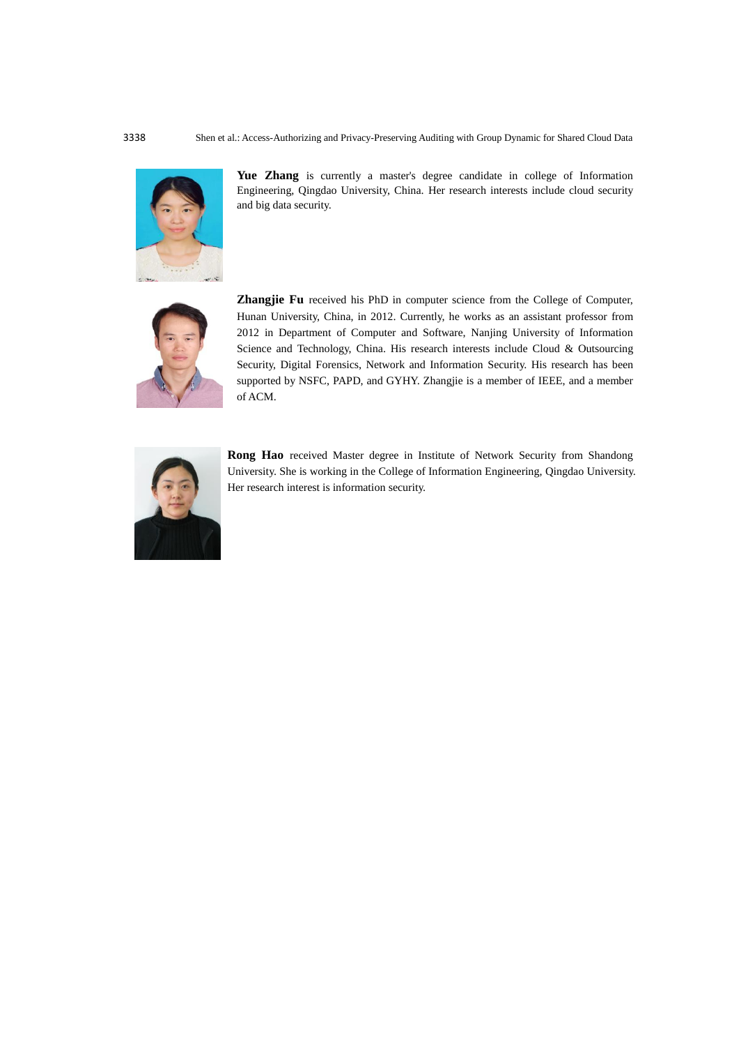**Yue Zhang** is currently a master's degree candidate in college of Information Engineering, Qingdao University, China. Her research interests include cloud security and big data security.

**Zhangjie Fu** received his PhD in computer science from the College of Computer, Hunan University, China, in 2012. Currently, he works as an assistant professor from 2012 in Department of Computer and Software, Nanjing University of Information Science and Technology, China. His research interests include Cloud & Outsourcing Security, Digital Forensics, Network and Information Security. His research has been supported by NSFC, PAPD, and GYHY. Zhangjie is a member of IEEE, and a member of ACM.

**Rong Hao** received Master degree in Institute of Network Security from Shandong University. She is working in the College of Information Engineering, Qingdao University. Her research interest is information security.